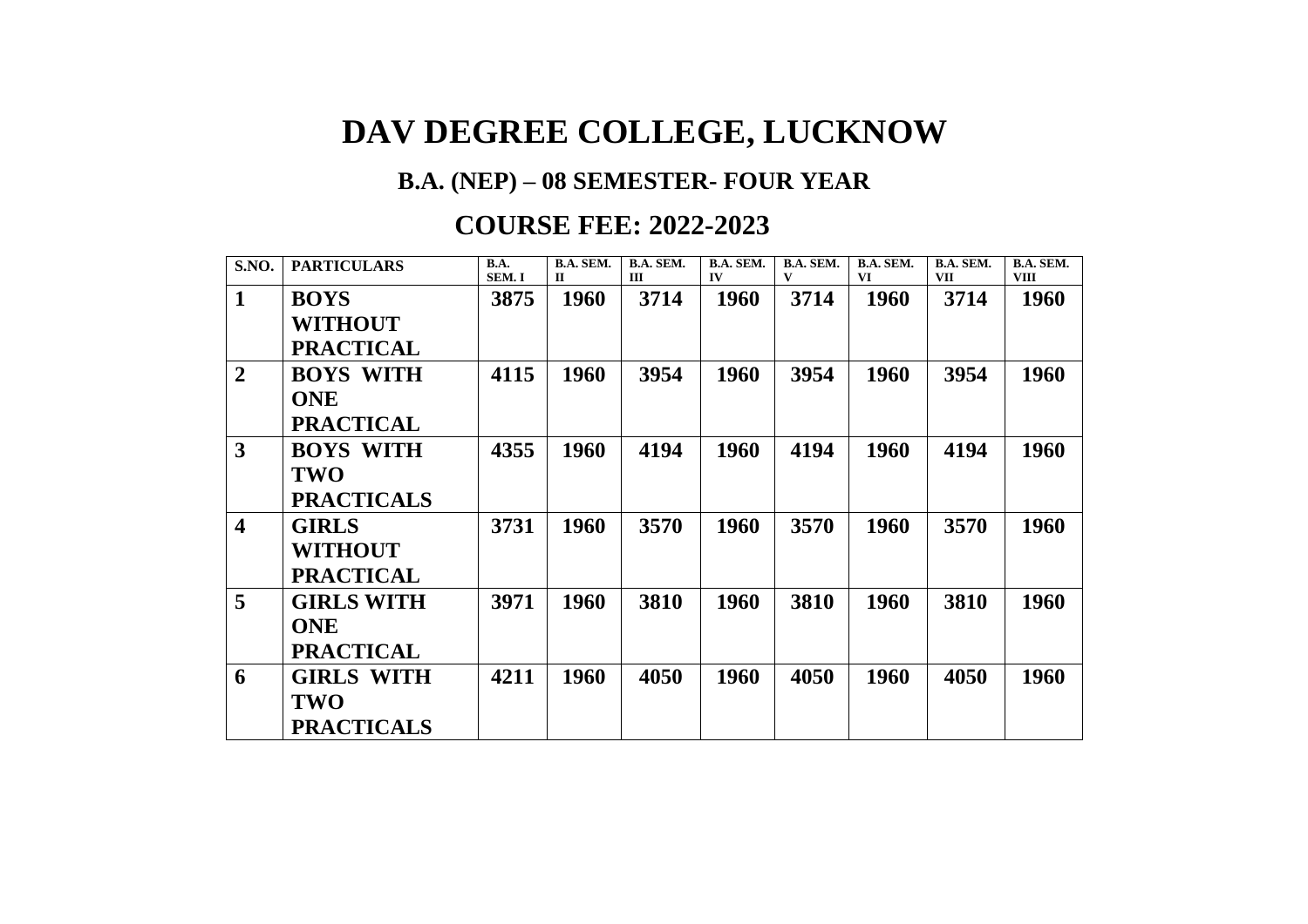# DAV DEGREE COLLEGE, LUCKNOW

## B.A. (NEP) – 08 SEMESTER- FOUR YEAR

## COURSE FEE: 2022-2023

| S.NO. | PARTICULARS | B.A. SEM. I | B.A. SEM. II | B.A. SEM. III | B.A. SEM. IV | B.A. SEM. V | B.A. SEM. VI | B.A. SEM. VII | B.A. SEM. VIII |
|---|---|---|---|---|---|---|---|---|---|
| **1** | **BOYS WITHOUT PRACTICAL** | **3875** | **1960** | **3714** | **1960** | **3714** | **1960** | **3714** | **1960** |
| **2** | **BOYS WITH ONE PRACTICAL** | **4115** | **1960** | **3954** | **1960** | **3954** | **1960** | **3954** | **1960** |
| **3** | **BOYS WITH TWO PRACTICALS** | **4355** | **1960** | **4194** | **1960** | **4194** | **1960** | **4194** | **1960** |
| **4** | **GIRLS WITHOUT PRACTICAL** | **3731** | **1960** | **3570** | **1960** | **3570** | **1960** | **3570** | **1960** |
| **5** | **GIRLS WITH ONE PRACTICAL** | **3971** | **1960** | **3810** | **1960** | **3810** | **1960** | **3810** | **1960** |
| **6** | **GIRLS WITH TWO PRACTICALS** | **4211** | **1960** | **4050** | **1960** | **4050** | **1960** | **4050** | **1960** |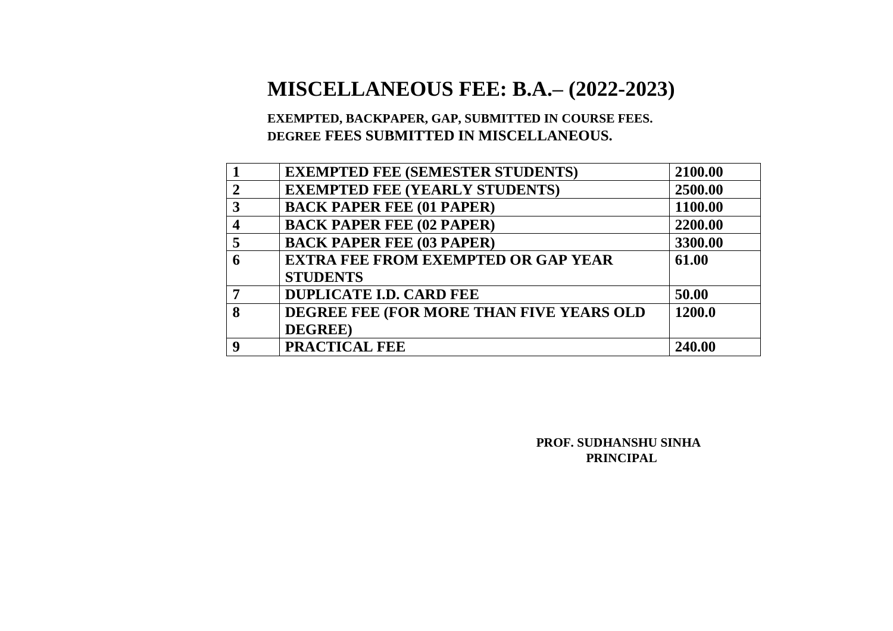# MISCELLANEOUS FEE: B.A.– (2022-2023)

**EXEMPTED, BACKPAPER, GAP, SUBMITTED IN COURSE FEES.**
**DEGREE FEES SUBMITTED IN MISCELLANEOUS.**

| | | |
|---|---|---|
| **1** | **EXEMPTED FEE (SEMESTER STUDENTS)** | **2100.00** |
| **2** | **EXEMPTED FEE (YEARLY STUDENTS)** | **2500.00** |
| **3** | **BACK PAPER FEE (01 PAPER)** | **1100.00** |
| **4** | **BACK PAPER FEE (02 PAPER)** | **2200.00** |
| **5** | **BACK PAPER FEE (03 PAPER)** | **3300.00** |
| **6** | **EXTRA FEE FROM EXEMPTED OR GAP YEAR STUDENTS** | **61.00** |
| **7** | **DUPLICATE I.D. CARD FEE** | **50.00** |
| **8** | **DEGREE FEE (FOR MORE THAN FIVE YEARS OLD DEGREE)** | **1200.0** |
| **9** | **PRACTICAL FEE** | **240.00** |

**PROF. SUDHANSHU SINHA**
**PRINCIPAL**